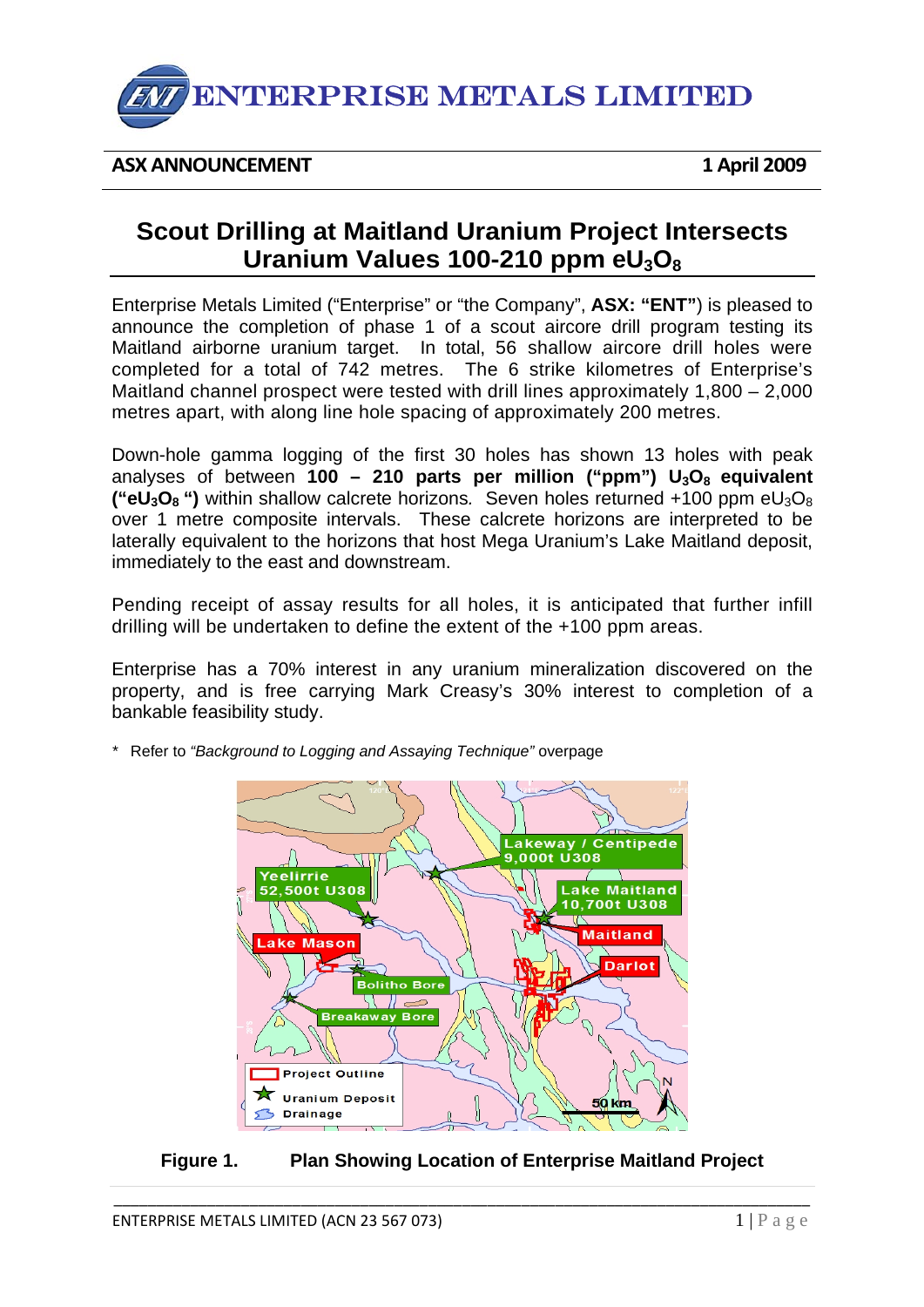# ENTERPRISE METALS LIMITED

**ASX ANNOUNCEMENT** **1 April 2009**

## Scout Drilling at Maitland Uranium Project Intersects Uranium Values 100-210 ppm $eU_3O_8$

Enterprise Metals Limited ("Enterprise" or "the Company", **ASX: "ENT"**) is pleased to announce the completion of phase 1 of a scout aircore drill program testing its Maitland airborne uranium target. In total, 56 shallow aircore drill holes were completed for a total of 742 metres. The 6 strike kilometres of Enterprise's Maitland channel prospect were tested with drill lines approximately 1,800 – 2,000 metres apart, with along line hole spacing of approximately 200 metres.

Down-hole gamma logging of the first 30 holes has shown 13 holes with peak analyses of between **100 – 210 parts per million ("ppm") $U_3O_8$ equivalent ("$eU_3O_8$ ")** within shallow calcrete horizons. Seven holes returned +100 ppm $eU_3O_8$ over 1 metre composite intervals. These calcrete horizons are interpreted to be laterally equivalent to the horizons that host Mega Uranium's Lake Maitland deposit, immediately to the east and downstream.

Pending receipt of assay results for all holes, it is anticipated that further infill drilling will be undertaken to define the extent of the +100 ppm areas.

Enterprise has a 70% interest in any uranium mineralization discovered on the property, and is free carrying Mark Creasy's 30% interest to completion of a bankable feasibility study.

\* Refer to *"Background to Logging and Assaying Technique"* overpage

**Figure 1. Plan Showing Location of Enterprise Maitland Project**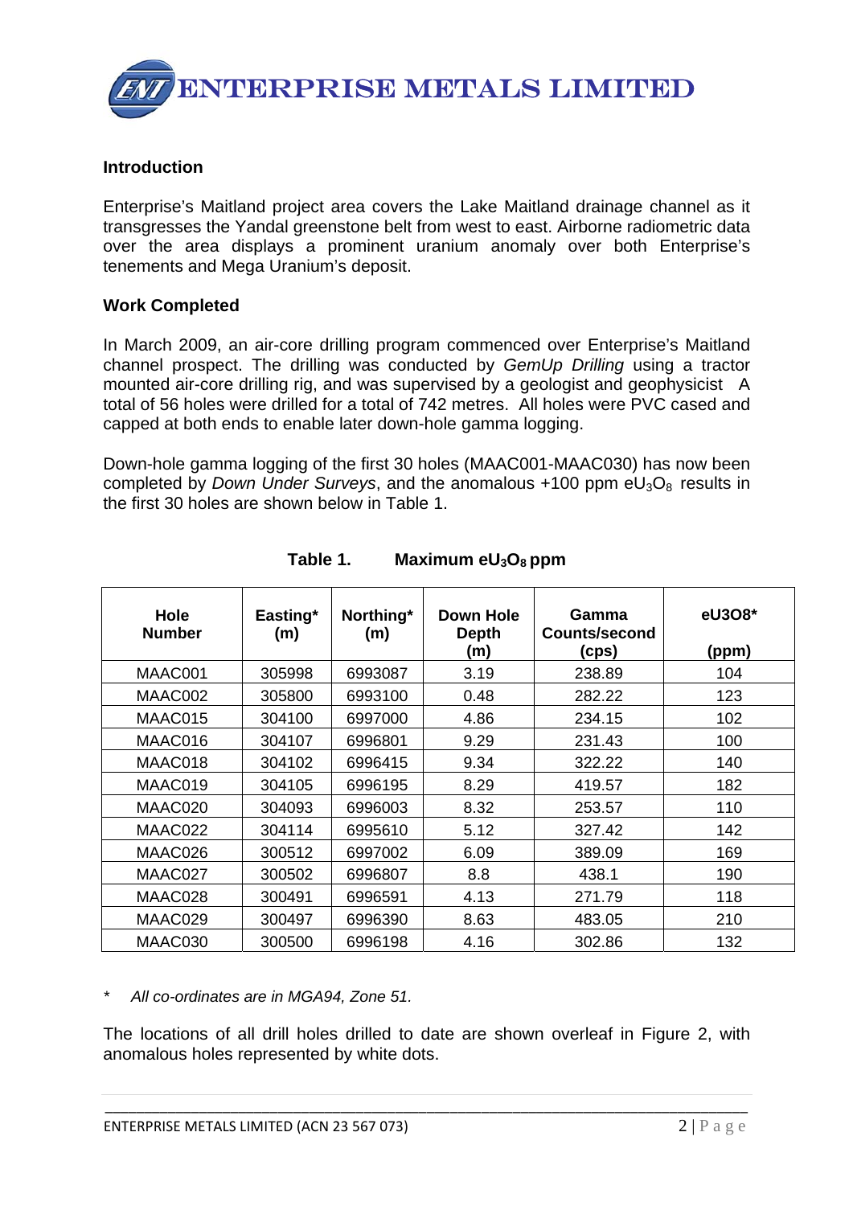## Introduction

Enterprise's Maitland project area covers the Lake Maitland drainage channel as it transgresses the Yandal greenstone belt from west to east. Airborne radiometric data over the area displays a prominent uranium anomaly over both Enterprise's tenements and Mega Uranium's deposit.

## Work Completed

In March 2009, an air-core drilling program commenced over Enterprise's Maitland channel prospect. The drilling was conducted by *GemUp Drilling* using a tractor mounted air-core drilling rig, and was supervised by a geologist and geophysicist A total of 56 holes were drilled for a total of 742 metres. All holes were PVC cased and capped at both ends to enable later down-hole gamma logging.

Down-hole gamma logging of the first 30 holes (MAAC001-MAAC030) has now been completed by *Down Under Surveys*, and the anomalous +100 ppm $eU_3O_8$ results in the first 30 holes are shown below in Table 1.

**Table 1. Maximum $eU_3O_8$ ppm**

| Hole Number | Easting* (m) | Northing* (m) | Down Hole Depth (m) | Gamma Counts/second (cps) | eU3O8* (ppm) |
|---|---|---|---|---|---|
| MAAC001 | 305998 | 6993087 | 3.19 | 238.89 | 104 |
| MAAC002 | 305800 | 6993100 | 0.48 | 282.22 | 123 |
| MAAC015 | 304100 | 6997000 | 4.86 | 234.15 | 102 |
| MAAC016 | 304107 | 6996801 | 9.29 | 231.43 | 100 |
| MAAC018 | 304102 | 6996415 | 9.34 | 322.22 | 140 |
| MAAC019 | 304105 | 6996195 | 8.29 | 419.57 | 182 |
| MAAC020 | 304093 | 6996003 | 8.32 | 253.57 | 110 |
| MAAC022 | 304114 | 6995610 | 5.12 | 327.42 | 142 |
| MAAC026 | 300512 | 6997002 | 6.09 | 389.09 | 169 |
| MAAC027 | 300502 | 6996807 | 8.8 | 438.1 | 190 |
| MAAC028 | 300491 | 6996591 | 4.13 | 271.79 | 118 |
| MAAC029 | 300497 | 6996390 | 8.63 | 483.05 | 210 |
| MAAC030 | 300500 | 6996198 | 4.16 | 302.86 | 132 |

\* *All co-ordinates are in MGA94, Zone 51.*

The locations of all drill holes drilled to date are shown overleaf in Figure 2, with anomalous holes represented by white dots.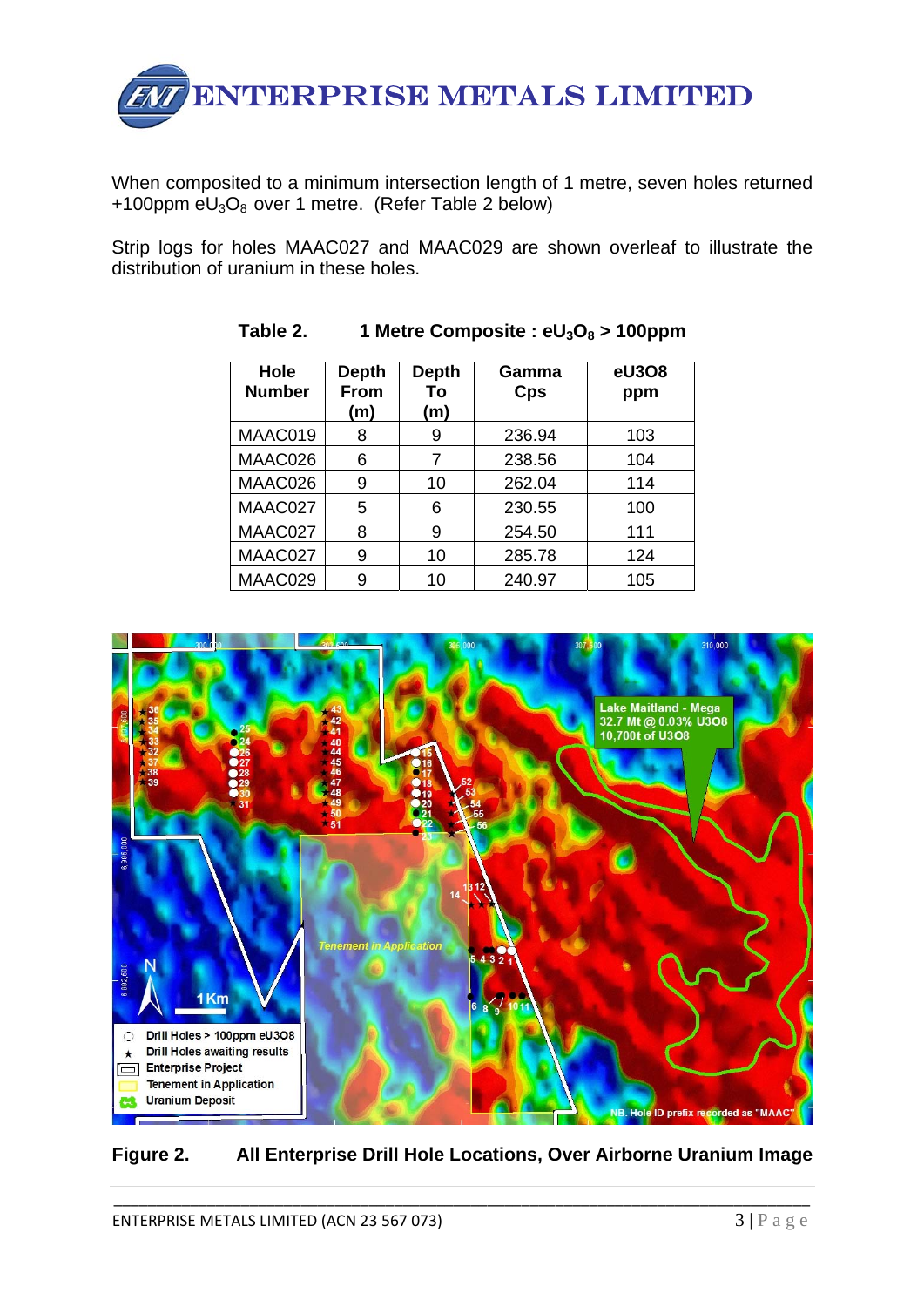When composited to a minimum intersection length of 1 metre, seven holes returned +100ppm $eU_3O_8$ over 1 metre. (Refer Table 2 below)

Strip logs for holes MAAC027 and MAAC029 are shown overleaf to illustrate the distribution of uranium in these holes.

**Table 2. 1 Metre Composite : $eU_3O_8$ > 100ppm**

| Hole Number | Depth From (m) | Depth To (m) | Gamma Cps | eU3O8 ppm |
|---|---|---|---|---|
| MAAC019 | 8 | 9 | 236.94 | 103 |
| MAAC026 | 6 | 7 | 238.56 | 104 |
| MAAC026 | 9 | 10 | 262.04 | 114 |
| MAAC027 | 5 | 6 | 230.55 | 100 |
| MAAC027 | 8 | 9 | 254.50 | 111 |
| MAAC027 | 9 | 10 | 285.78 | 124 |
| MAAC029 | 9 | 10 | 240.97 | 105 |

**Figure 2. All Enterprise Drill Hole Locations, Over Airborne Uranium Image**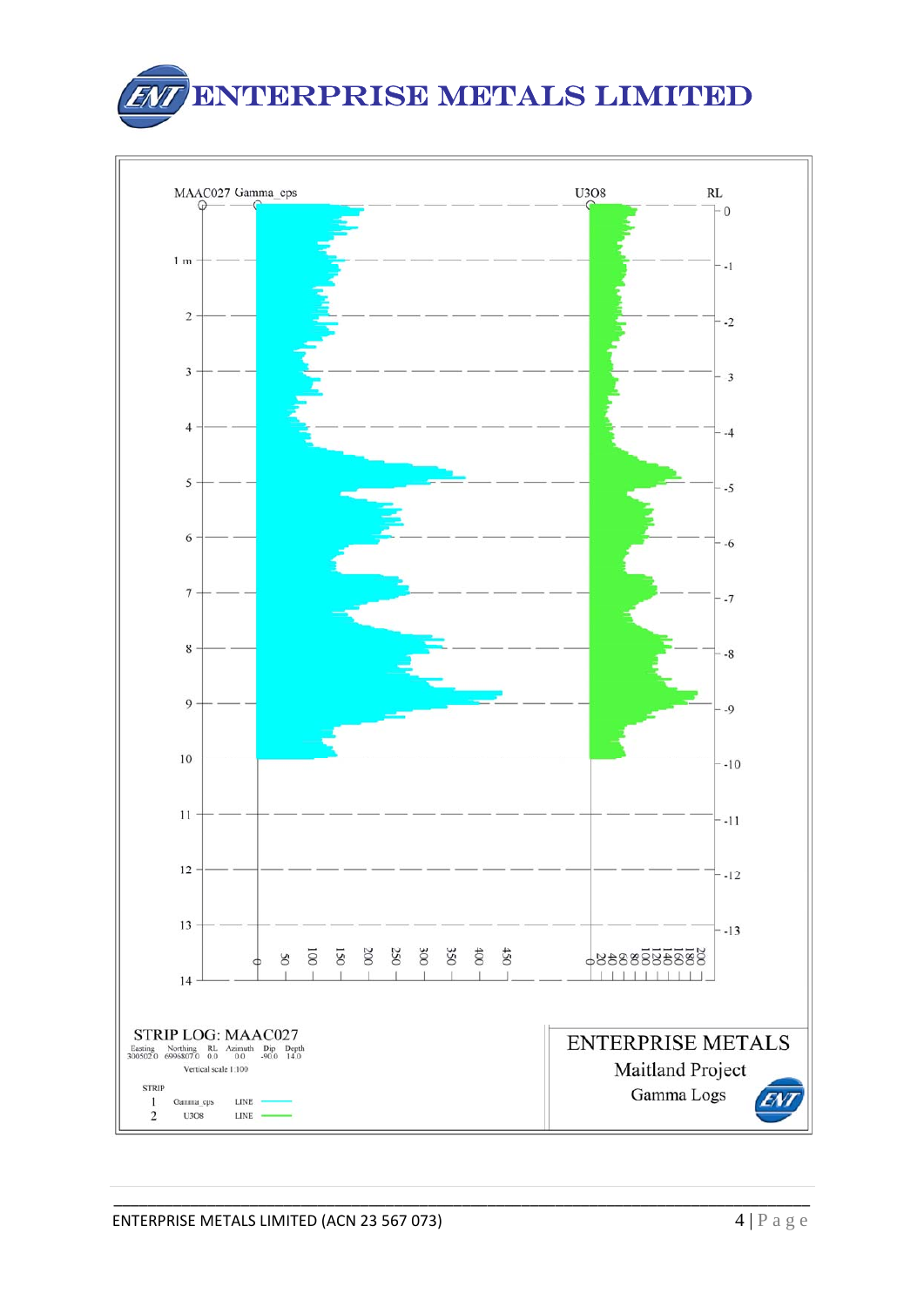MAAC027 Gamma_cps

U3O8

RL

**STRIP LOG: MAAC027**

| Easting | Northing | RL | Azimuth | Dip | Depth |
|---|---|---|---|---|---|
| 300502.0 | 6996807.0 | 0.0 | 0.0 | -90.0 | 14.0 |

Vertical scale 1:100

| STRIP | | | |
|---|---|---|---|
| 1 | Gamma_cps | LINE | |
| 2 | U3O8 | LINE | |

**ENTERPRISE METALS**

Maitland Project

Gamma Logs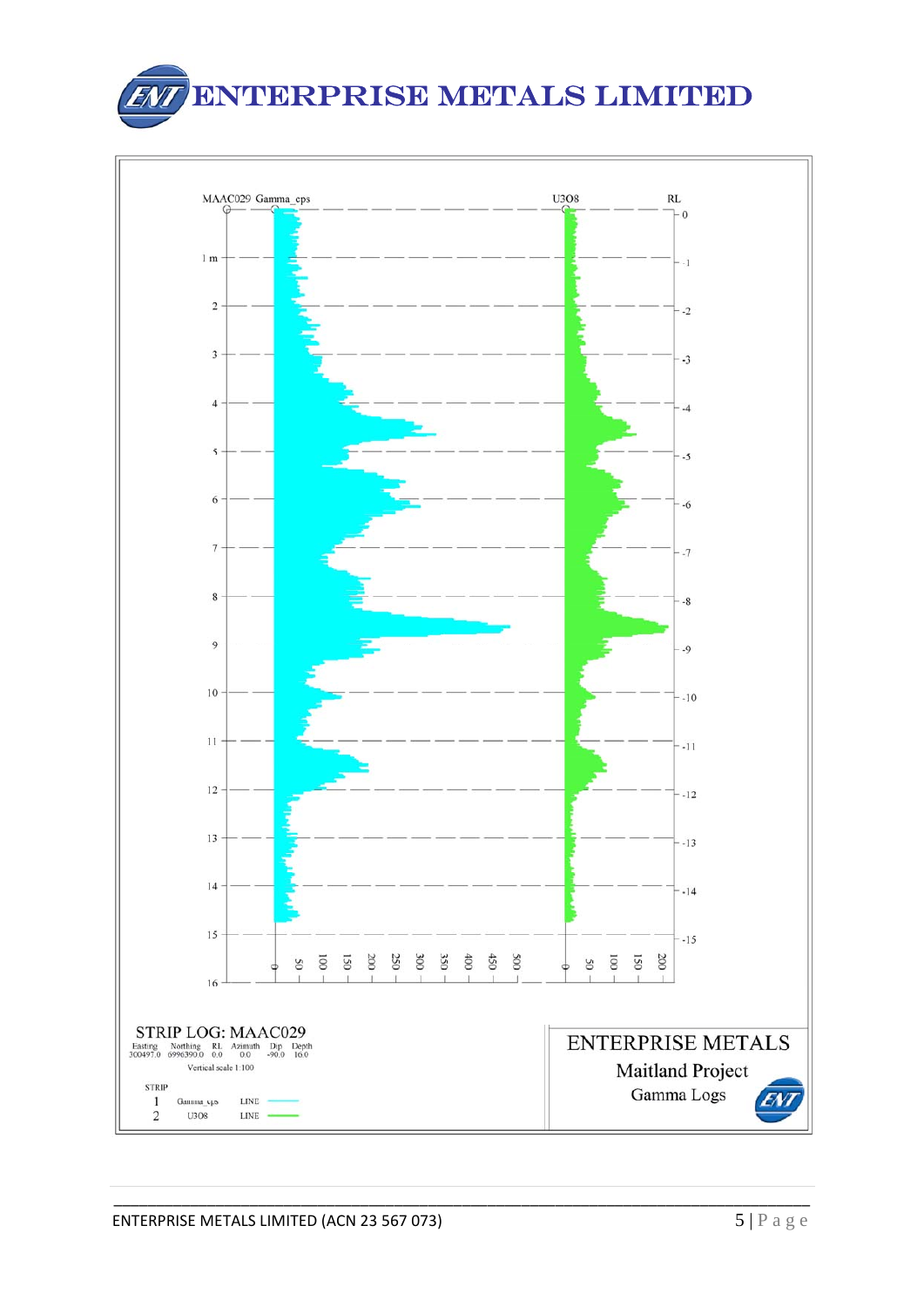MAAC029 Gamma_cps

U3O8

RL

**STRIP LOG: MAAC029**

| Easting | Northing | RL | Azimuth | Dip | Depth |
|---|---|---|---|---|---|
| 300497.0 | 6996390.0 | 0.0 | 0.0 | -90.0 | 16.0 |

Vertical scale 1:100

| STRIP | | | |
|---|---|---|---|
| 1 | Gamma_cps | LINE | |
| 2 | U3O8 | LINE | |

**ENTERPRISE METALS**

Maitland Project

Gamma Logs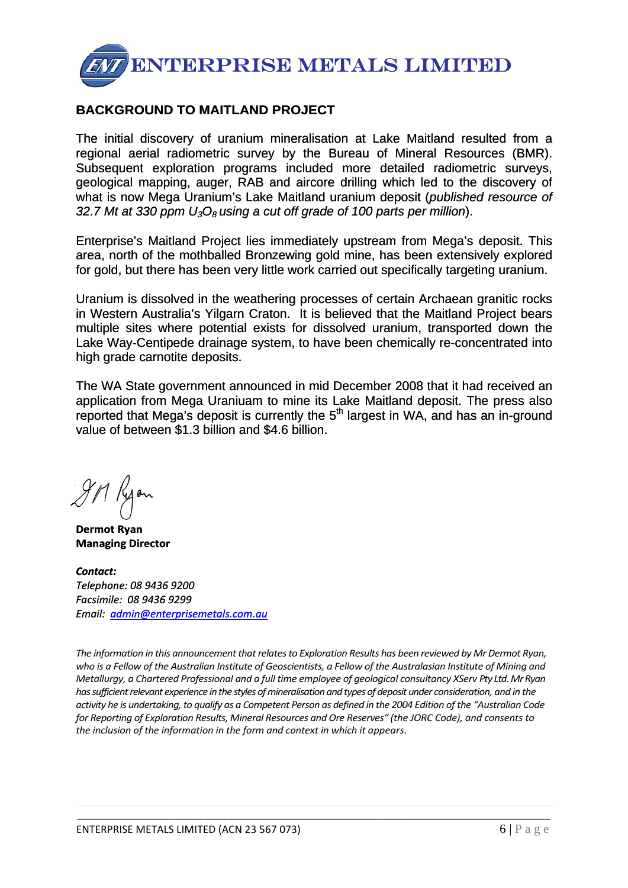**ENTERPRISE METALS LIMITED**

## BACKGROUND TO MAITLAND PROJECT

The initial discovery of uranium mineralisation at Lake Maitland resulted from a regional aerial radiometric survey by the Bureau of Mineral Resources (BMR). Subsequent exploration programs included more detailed radiometric surveys, geological mapping, auger, RAB and aircore drilling which led to the discovery of what is now Mega Uranium's Lake Maitland uranium deposit (*published resource of 32.7 Mt at 330 ppm $U_3O_8$ using a cut off grade of 100 parts per million*).

Enterprise's Maitland Project lies immediately upstream from Mega's deposit. This area, north of the mothballed Bronzewing gold mine, has been extensively explored for gold, but there has been very little work carried out specifically targeting uranium.

Uranium is dissolved in the weathering processes of certain Archaean granitic rocks in Western Australia's Yilgarn Craton. It is believed that the Maitland Project bears multiple sites where potential exists for dissolved uranium, transported down the Lake Way-Centipede drainage system, to have been chemically re-concentrated into high grade carnotite deposits.

The WA State government announced in mid December 2008 that it had received an application from Mega Uraniuam to mine its Lake Maitland deposit. The press also reported that Mega's deposit is currently the 5th largest in WA, and has an in-ground value of between $1.3 billion and $4.6 billion.

**Dermot Ryan**
**Managing Director**

***Contact:***
*Telephone: 08 9436 9200*
*Facsimile: 08 9436 9299*
*Email: admin@enterprisemetals.com.au*

*The information in this announcement that relates to Exploration Results has been reviewed by Mr Dermot Ryan, who is a Fellow of the Australian Institute of Geoscientists, a Fellow of the Australasian Institute of Mining and Metallurgy, a Chartered Professional and a full time employee of geological consultancy XServ Pty Ltd. Mr Ryan has sufficient relevant experience in the styles of mineralisation and types of deposit under consideration, and in the activity he is undertaking, to qualify as a Competent Person as defined in the 2004 Edition of the "Australian Code for Reporting of Exploration Results, Mineral Resources and Ore Reserves" (the JORC Code), and consents to the inclusion of the information in the form and context in which it appears.*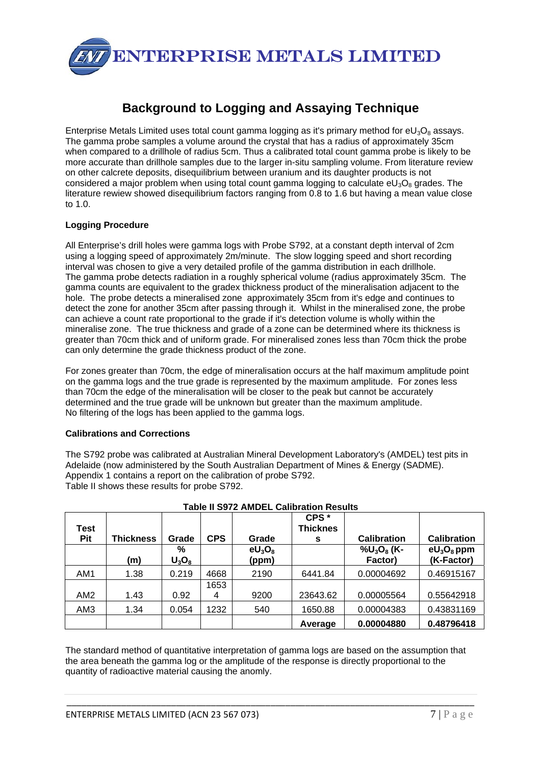# Background to Logging and Assaying Technique

Enterprise Metals Limited uses total count gamma logging as it's primary method for $eU_3O_8$ assays. The gamma probe samples a volume around the crystal that has a radius of approximately 35cm when compared to a drillhole of radius 5cm. Thus a calibrated total count gamma probe is likely to be more accurate than drillhole samples due to the larger in-situ sampling volume. From literature review on other calcrete deposits, disequilibrium between uranium and its daughter products is not considered a major problem when using total count gamma logging to calculate $eU_3O_8$ grades. The literature rewiew showed disequilibrium factors ranging from 0.8 to 1.6 but having a mean value close to 1.0.

**Logging Procedure**

All Enterprise's drill holes were gamma logs with Probe S792, at a constant depth interval of 2cm using a logging speed of approximately 2m/minute. The slow logging speed and short recording interval was chosen to give a very detailed profile of the gamma distribution in each drillhole. The gamma probe detects radiation in a roughly spherical volume (radius approximately 35cm. The gamma counts are equivalent to the gradex thickness product of the mineralisation adjacent to the hole. The probe detects a mineralised zone approximately 35cm from it's edge and continues to detect the zone for another 35cm after passing through it. Whilst in the mineralised zone, the probe can achieve a count rate proportional to the grade if it's detection volume is wholly within the mineralise zone. The true thickness and grade of a zone can be determined where its thickness is greater than 70cm thick and of uniform grade. For mineralised zones less than 70cm thick the probe can only determine the grade thickness product of the zone.

For zones greater than 70cm, the edge of mineralisation occurs at the half maximum amplitude point on the gamma logs and the true grade is represented by the maximum amplitude. For zones less than 70cm the edge of the mineralisation will be closer to the peak but cannot be accurately determined and the true grade will be unknown but greater than the maximum amplitude. No filtering of the logs has been applied to the gamma logs.

**Calibrations and Corrections**

The S792 probe was calibrated at Australian Mineral Development Laboratory's (AMDEL) test pits in Adelaide (now administered by the South Australian Department of Mines & Energy (SADME). Appendix 1 contains a report on the calibration of probe S792. Table II shows these results for probe S792.

**Table II S972 AMDEL Calibration Results**

| Test Pit | Thickness | Grade | CPS | Grade | CPS * Thicknes s | Calibration | Calibration |
|---|---|---|---|---|---|---|---|
| | (m) | % $U_3O_8$ | | $eU_3O_8$ (ppm) | | $\%U_3O_8$ (K-Factor) | $eU_3O_8$ ppm (K-Factor) |
| AM1 | 1.38 | 0.219 | 4668 | 2190 | 6441.84 | 0.00004692 | 0.46915167 |
| AM2 | 1.43 | 0.92 | 16534 | 9200 | 23643.62 | 0.00005564 | 0.55642918 |
| AM3 | 1.34 | 0.054 | 1232 | 540 | 1650.88 | 0.00004383 | 0.43831169 |
| | | | | | **Average** | **0.00004880** | **0.48796418** |

The standard method of quantitative interpretation of gamma logs are based on the assumption that the area beneath the gamma log or the amplitude of the response is directly proportional to the quantity of radioactive material causing the anomaly.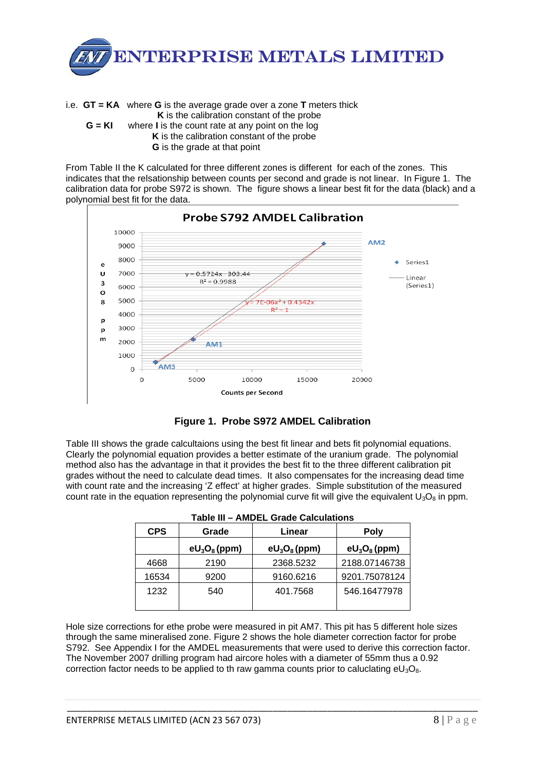i.e. **GT = KA** where **G** is the average grade over a zone **T** meters thick
**K** is the calibration constant of the probe

**G = KI** where **I** is the count rate at any point on the log
**K** is the calibration constant of the probe
**G** is the grade at that point

From Table II the K calculated for three different zones is different for each of the zones. This indicates that the relsationship between counts per second and grade is not linear. In Figure 1. The calibration data for probe S972 is shown. The figure shows a linear best fit for the data (black) and a polynomial best fit for the data.

**Figure 1. Probe S972 AMDEL Calibration**

Table III shows the grade calcultaions using the best fit linear and bets fit polynomial equations. Clearly the polynomial equation provides a better estimate of the uranium grade. The polynomial method also has the advantage in that it provides the best fit to the three different calibration pit grades without the need to calculate dead times. It also compensates for the increasing dead time with count rate and the increasing 'Z effect' at higher grades. Simple substitution of the measured count rate in the equation representing the polynomial curve fit will give the equivalent $U_3O_8$ in ppm.

**Table III – AMDEL Grade Calculations**

| CPS | Grade | Linear | Poly |
|---|---|---|---|
| | $eU_3O_8$ (ppm) | $eU_3O_8$ (ppm) | $eU_3O_8$ (ppm) |
| 4668 | 2190 | 2368.5232 | 2188.07146738 |
| 16534 | 9200 | 9160.6216 | 9201.75078124 |
| 1232 | 540 | 401.7568 | 546.16477978 |

Hole size corrections for ethe probe were measured in pit AM7. This pit has 5 different hole sizes through the same mineralised zone. Figure 2 shows the hole diameter correction factor for probe S792. See Appendix I for the AMDEL measurements that were used to derive this correction factor. The November 2007 drilling program had aircore holes with a diameter of 55mm thus a 0.92 correction factor needs to be applied to th raw gamma counts prior to caluclating $eU_3O_8$.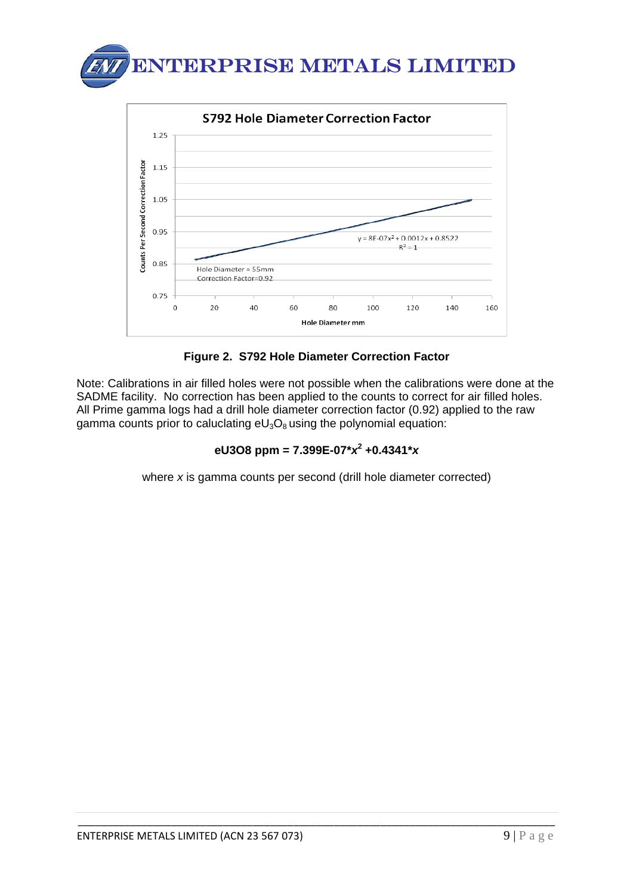S792 Hole Diameter Correction Factor

1.25

1.15

1.05

0.95

0.85

0.75

Counts Per Second Correction Factor

0 20 40 60 80 100 120 140 160

Hole Diameter mm

$y = 8E\text{-}07x^2 + 0.0012x + 0.8522$

$R^2 = 1$

Hole Diameter = 55mm

Correction Factor=0.92

**Figure 2. S792 Hole Diameter Correction Factor**

Note: Calibrations in air filled holes were not possible when the calibrations were done at the SADME facility. No correction has been applied to the counts to correct for air filled holes. All Prime gamma logs had a drill hole diameter correction factor (0.92) applied to the raw gamma counts prior to caluclating $eU_3O_8$ using the polynomial equation:

$$\text{eU3O8 ppm} = 7.399\text{E-}07 * x^2 + 0.4341 * x$$

where *x* is gamma counts per second (drill hole diameter corrected)